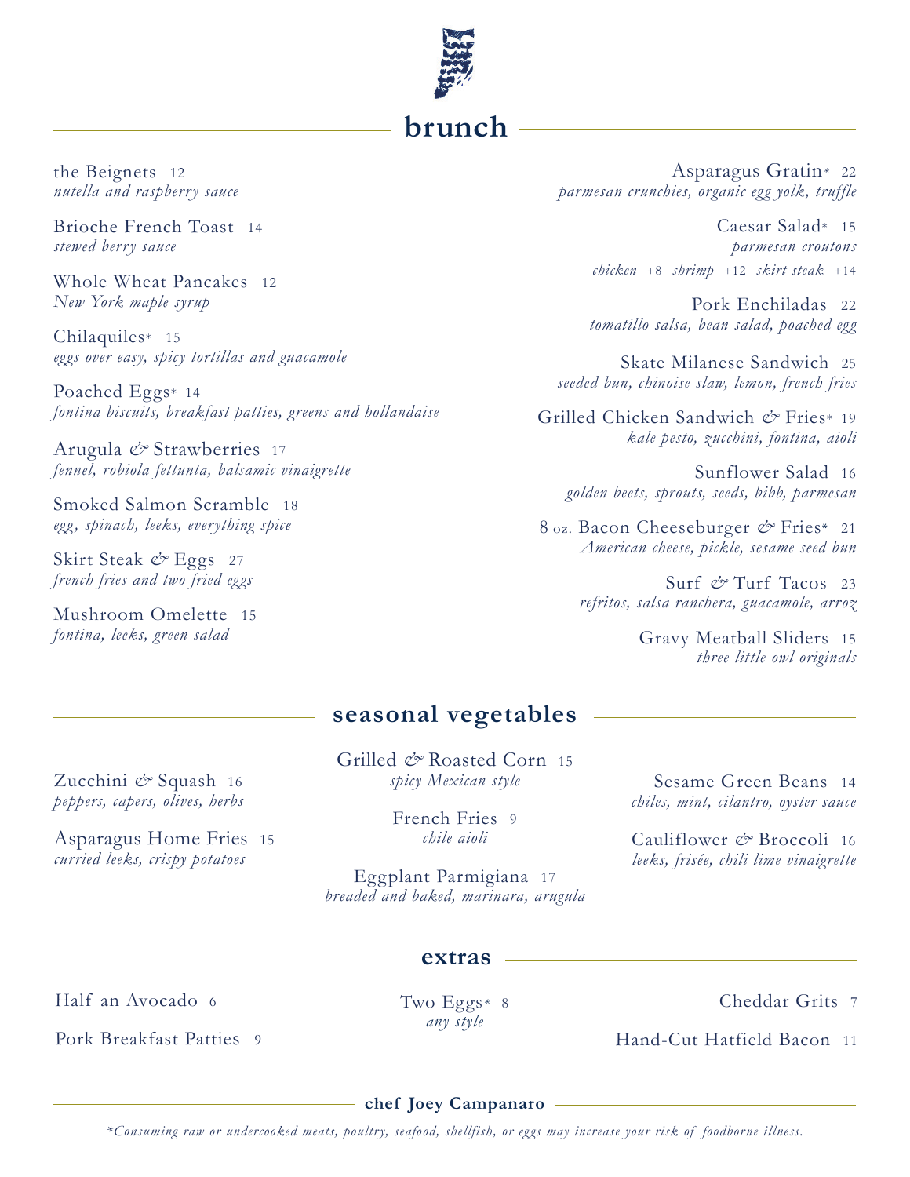# brunch

the Beignets 12
*nutella and raspberry sauce*

Brioche French Toast 14
*stewed berry sauce*

Whole Wheat Pancakes 12
*New York maple syrup*

Chilaquiles* 15
*eggs over easy, spicy tortillas and guacamole*

Poached Eggs* 14
*fontina biscuits, breakfast patties, greens and hollandaise*

Arugula & Strawberries 17
*fennel, robiola fettunta, balsamic vinaigrette*

Smoked Salmon Scramble 18
*egg, spinach, leeks, everything spice*

Skirt Steak & Eggs 27
*french fries and two fried eggs*

Mushroom Omelette 15
*fontina, leeks, green salad*

Asparagus Gratin* 22
*parmesan crunchies, organic egg yolk, truffle*

Caesar Salad* 15
*parmesan croutons*
*chicken* +8 *shrimp* +12 *skirt steak* +14

Pork Enchiladas 22
*tomatillo salsa, bean salad, poached egg*

Skate Milanese Sandwich 25
*seeded bun, chinoise slaw, lemon, french fries*

Grilled Chicken Sandwich & Fries* 19
*kale pesto, zucchini, fontina, aioli*

Sunflower Salad 16
*golden beets, sprouts, seeds, bibb, parmesan*

8 oz. Bacon Cheeseburger & Fries* 21
*American cheese, pickle, sesame seed bun*

Surf & Turf Tacos 23
*refritos, salsa ranchera, guacamole, arroz*

Gravy Meatball Sliders 15
*three little owl originals*

## seasonal vegetables

Zucchini & Squash 16
*peppers, capers, olives, herbs*

Asparagus Home Fries 15
*curried leeks, crispy potatoes*

Grilled & Roasted Corn 15
*spicy Mexican style*

French Fries 9
*chile aioli*

Eggplant Parmigiana 17
*breaded and baked, marinara, arugula*

Sesame Green Beans 14
*chiles, mint, cilantro, oyster sauce*

Cauliflower & Broccoli 16
*leeks, frisée, chili lime vinaigrette*

## extras

Half an Avocado 6

Pork Breakfast Patties 9

Two Eggs* 8
*any style*

Cheddar Grits 7

Hand-Cut Hatfield Bacon 11

**chef Joey Campanaro**

*\*Consuming raw or undercooked meats, poultry, seafood, shellfish, or eggs may increase your risk of foodborne illness.*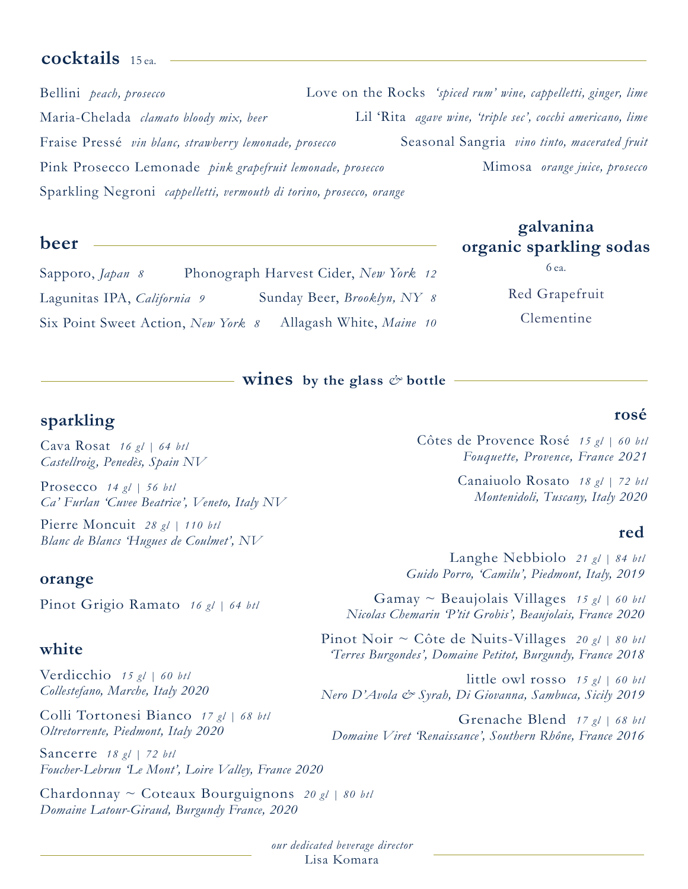## cocktails 15 ea.

Bellini *peach, prosecco*

Maria-Chelada *clamato bloody mix, beer*

Fraise Pressé *vin blanc, strawberry lemonade, prosecco*

Pink Prosecco Lemonade *pink grapefruit lemonade, prosecco*

Sparkling Negroni *cappelletti, vermouth di torino, prosecco, orange*

Love on the Rocks *'spiced rum' wine, cappelletti, ginger, lime*

Lil 'Rita *agave wine, 'triple sec', cocchi americano, lime*

Seasonal Sangria *vino tinto, macerated fruit*

Mimosa *orange juice, prosecco*

## beer

Sapporo, *Japan 8*

Lagunitas IPA, *California 9*

Six Point Sweet Action, *New York 8*

Phonograph Harvest Cider, *New York 12*

Sunday Beer, *Brooklyn, NY 8*

Allagash White, *Maine 10*

## galvanina organic sparkling sodas

6 ea.

Red Grapefruit

Clementine

## wines by the glass & bottle

### sparkling

Cava Rosat *16 gl | 64 btl*
*Castellroig, Penedès, Spain NV*

Prosecco *14 gl | 56 btl*
*Ca' Furlan 'Cuvee Beatrice', Veneto, Italy NV*

Pierre Moncuit *28 gl | 110 btl*
*Blanc de Blancs 'Hugues de Coulmet', NV*

### orange

Pinot Grigio Ramato *16 gl | 64 btl*

### white

Verdicchio *15 gl | 60 btl*
*Collestefano, Marche, Italy 2020*

Colli Tortonesi Bianco *17 gl | 68 btl*
*Oltretorrente, Piedmont, Italy 2020*

Sancerre *18 gl | 72 btl*
*Foucher-Lebrun 'Le Mont', Loire Valley, France 2020*

Chardonnay ~ Coteaux Bourguignons *20 gl | 80 btl*
*Domaine Latour-Giraud, Burgundy France, 2020*

### rosé

Côtes de Provence Rosé *15 gl | 60 btl*
*Fouquette, Provence, France 2021*

Canaiuolo Rosato *18 gl | 72 btl*
*Montenidoli, Tuscany, Italy 2020*

### red

Langhe Nebbiolo *21 gl | 84 btl*
*Guido Porro, 'Camilu', Piedmont, Italy, 2019*

Gamay ~ Beaujolais Villages *15 gl | 60 btl*
*Nicolas Chemarin 'P'tit Grobis', Beaujolais, France 2020*

Pinot Noir ~ Côte de Nuits-Villages *20 gl | 80 btl*
*'Terres Burgondes', Domaine Petitot, Burgundy, France 2018*

little owl rosso *15 gl | 60 btl*
*Nero D'Avola & Syrah, Di Giovanna, Sambuca, Sicily 2019*

Grenache Blend *17 gl | 68 btl*
*Domaine Viret 'Renaissance', Southern Rhône, France 2016*

*our dedicated beverage director*
Lisa Komara